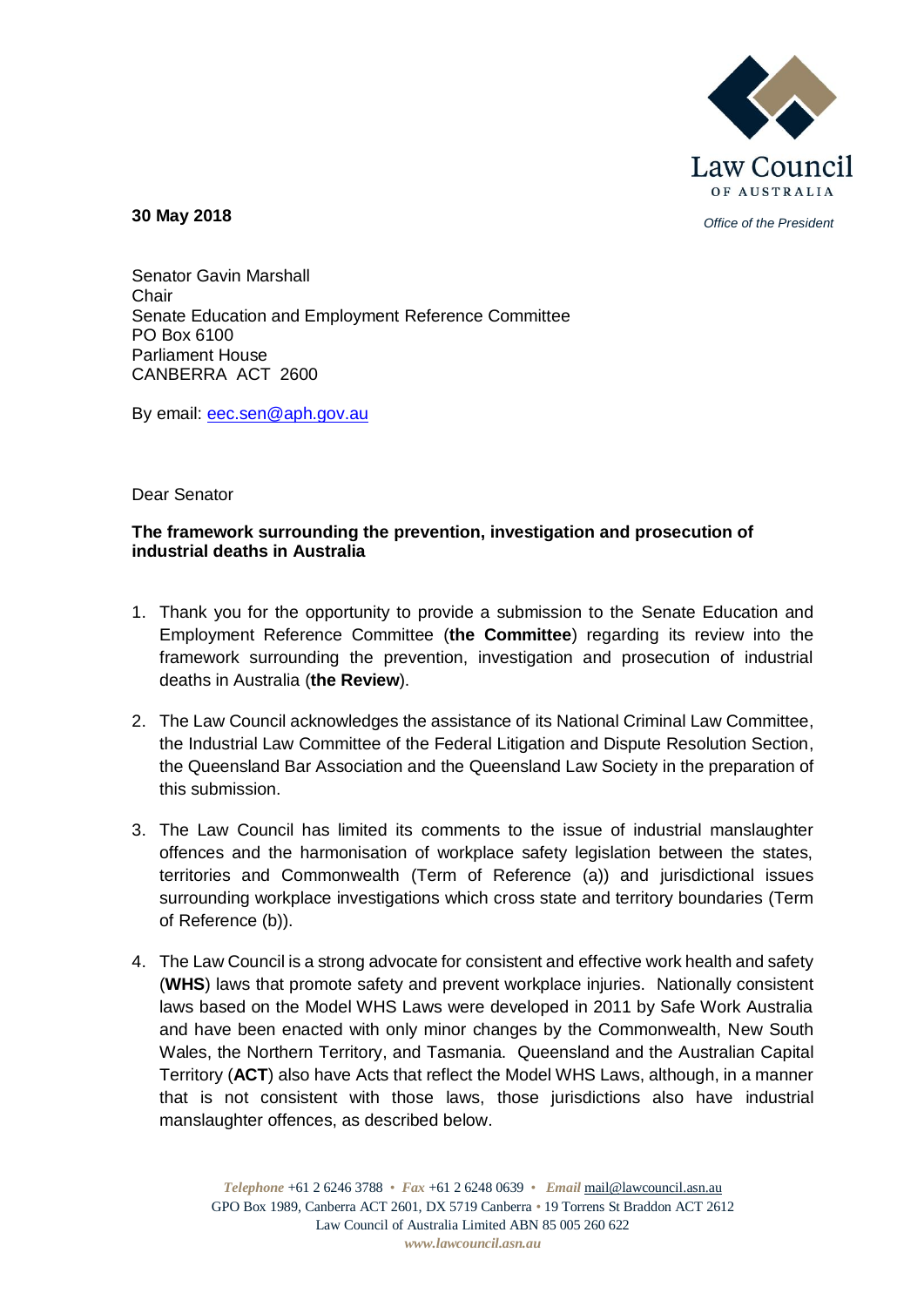Law Council OF AUSTRALIA

*Office of the President*

**30 May 2018**

Senator Gavin Marshall
Chair
Senate Education and Employment Reference Committee
PO Box 6100
Parliament House
CANBERRA ACT 2600

By email: eec.sen@aph.gov.au

Dear Senator

**The framework surrounding the prevention, investigation and prosecution of industrial deaths in Australia**

1. Thank you for the opportunity to provide a submission to the Senate Education and Employment Reference Committee (**the Committee**) regarding its review into the framework surrounding the prevention, investigation and prosecution of industrial deaths in Australia (**the Review**).

2. The Law Council acknowledges the assistance of its National Criminal Law Committee, the Industrial Law Committee of the Federal Litigation and Dispute Resolution Section, the Queensland Bar Association and the Queensland Law Society in the preparation of this submission.

3. The Law Council has limited its comments to the issue of industrial manslaughter offences and the harmonisation of workplace safety legislation between the states, territories and Commonwealth (Term of Reference (a)) and jurisdictional issues surrounding workplace investigations which cross state and territory boundaries (Term of Reference (b)).

4. The Law Council is a strong advocate for consistent and effective work health and safety (**WHS**) laws that promote safety and prevent workplace injuries. Nationally consistent laws based on the Model WHS Laws were developed in 2011 by Safe Work Australia and have been enacted with only minor changes by the Commonwealth, New South Wales, the Northern Territory, and Tasmania. Queensland and the Australian Capital Territory (**ACT**) also have Acts that reflect the Model WHS Laws, although, in a manner that is not consistent with those laws, those jurisdictions also have industrial manslaughter offences, as described below.

*Telephone* +61 2 6246 3788 • *Fax* +61 2 6248 0639 • *Email* mail@lawcouncil.asn.au
GPO Box 1989, Canberra ACT 2601, DX 5719 Canberra • 19 Torrens St Braddon ACT 2612
Law Council of Australia Limited ABN 85 005 260 622
*www.lawcouncil.asn.au*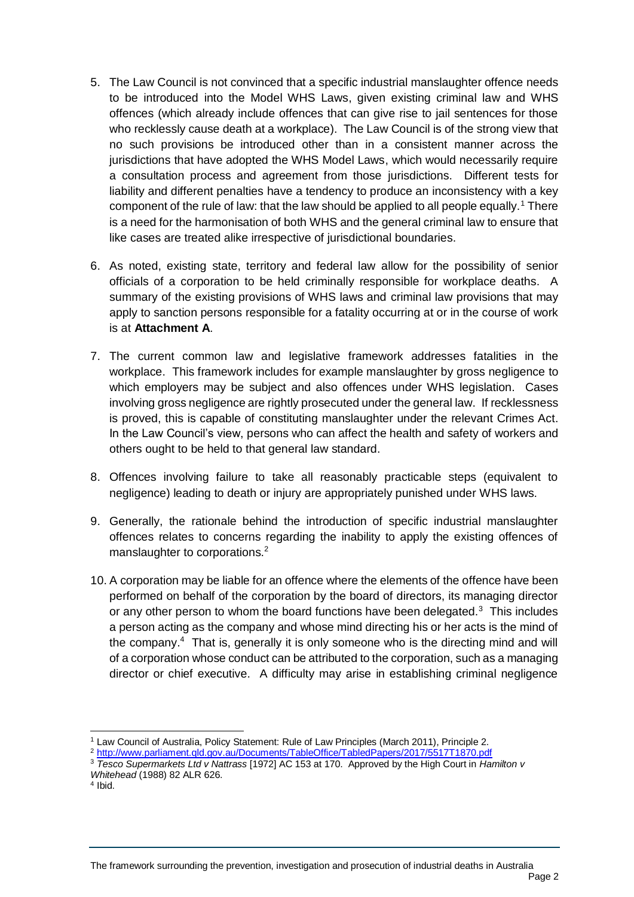5. The Law Council is not convinced that a specific industrial manslaughter offence needs to be introduced into the Model WHS Laws, given existing criminal law and WHS offences (which already include offences that can give rise to jail sentences for those who recklessly cause death at a workplace). The Law Council is of the strong view that no such provisions be introduced other than in a consistent manner across the jurisdictions that have adopted the WHS Model Laws, which would necessarily require a consultation process and agreement from those jurisdictions. Different tests for liability and different penalties have a tendency to produce an inconsistency with a key component of the rule of law: that the law should be applied to all people equally.[1] There is a need for the harmonisation of both WHS and the general criminal law to ensure that like cases are treated alike irrespective of jurisdictional boundaries.

6. As noted, existing state, territory and federal law allow for the possibility of senior officials of a corporation to be held criminally responsible for workplace deaths. A summary of the existing provisions of WHS laws and criminal law provisions that may apply to sanction persons responsible for a fatality occurring at or in the course of work is at **Attachment A**.

7. The current common law and legislative framework addresses fatalities in the workplace. This framework includes for example manslaughter by gross negligence to which employers may be subject and also offences under WHS legislation. Cases involving gross negligence are rightly prosecuted under the general law. If recklessness is proved, this is capable of constituting manslaughter under the relevant Crimes Act. In the Law Council's view, persons who can affect the health and safety of workers and others ought to be held to that general law standard.

8. Offences involving failure to take all reasonably practicable steps (equivalent to negligence) leading to death or injury are appropriately punished under WHS laws.

9. Generally, the rationale behind the introduction of specific industrial manslaughter offences relates to concerns regarding the inability to apply the existing offences of manslaughter to corporations.[2]

10. A corporation may be liable for an offence where the elements of the offence have been performed on behalf of the corporation by the board of directors, its managing director or any other person to whom the board functions have been delegated.[3] This includes a person acting as the company and whose mind directing his or her acts is the mind of the company.[4] That is, generally it is only someone who is the directing mind and will of a corporation whose conduct can be attributed to the corporation, such as a managing director or chief executive. A difficulty may arise in establishing criminal negligence

---

[1] Law Council of Australia, Policy Statement: Rule of Law Principles (March 2011), Principle 2.

[2] http://www.parliament.qld.gov.au/Documents/TableOffice/TabledPapers/2017/5517T1870.pdf

[3] *Tesco Supermarkets Ltd v Nattrass* [1972] AC 153 at 170. Approved by the High Court in *Hamilton v Whitehead* (1988) 82 ALR 626.

[4] Ibid.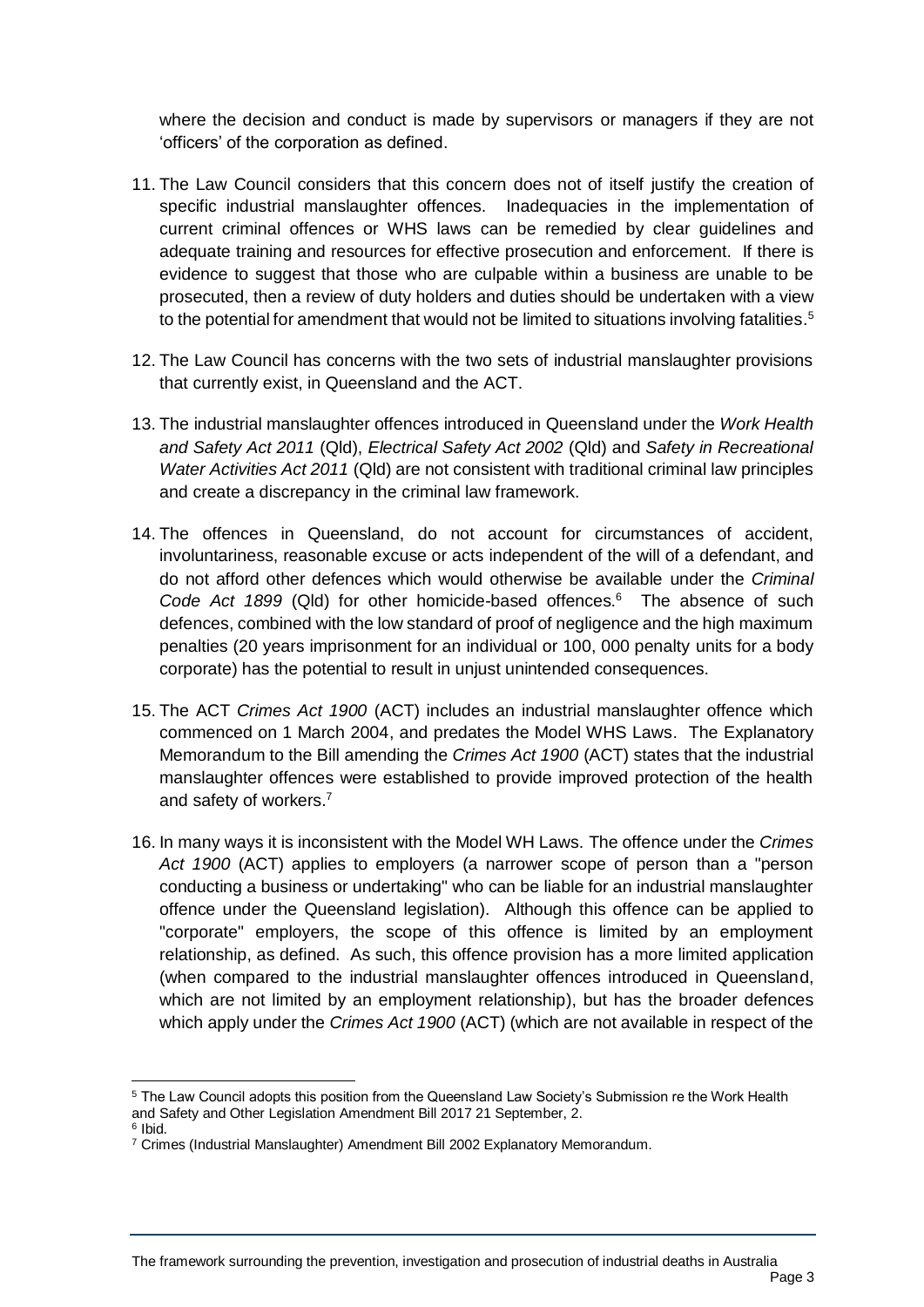where the decision and conduct is made by supervisors or managers if they are not 'officers' of the corporation as defined.

11. The Law Council considers that this concern does not of itself justify the creation of specific industrial manslaughter offences. Inadequacies in the implementation of current criminal offences or WHS laws can be remedied by clear guidelines and adequate training and resources for effective prosecution and enforcement. If there is evidence to suggest that those who are culpable within a business are unable to be prosecuted, then a review of duty holders and duties should be undertaken with a view to the potential for amendment that would not be limited to situations involving fatalities.[5]

12. The Law Council has concerns with the two sets of industrial manslaughter provisions that currently exist, in Queensland and the ACT.

13. The industrial manslaughter offences introduced in Queensland under the *Work Health and Safety Act 2011* (Qld), *Electrical Safety Act 2002* (Qld) and *Safety in Recreational Water Activities Act 2011* (Qld) are not consistent with traditional criminal law principles and create a discrepancy in the criminal law framework.

14. The offences in Queensland, do not account for circumstances of accident, involuntariness, reasonable excuse or acts independent of the will of a defendant, and do not afford other defences which would otherwise be available under the *Criminal Code Act 1899* (Qld) for other homicide-based offences.[6] The absence of such defences, combined with the low standard of proof of negligence and the high maximum penalties (20 years imprisonment for an individual or 100, 000 penalty units for a body corporate) has the potential to result in unjust unintended consequences.

15. The ACT *Crimes Act 1900* (ACT) includes an industrial manslaughter offence which commenced on 1 March 2004, and predates the Model WHS Laws. The Explanatory Memorandum to the Bill amending the *Crimes Act 1900* (ACT) states that the industrial manslaughter offences were established to provide improved protection of the health and safety of workers.[7]

16. In many ways it is inconsistent with the Model WH Laws. The offence under the *Crimes Act 1900* (ACT) applies to employers (a narrower scope of person than a "person conducting a business or undertaking" who can be liable for an industrial manslaughter offence under the Queensland legislation). Although this offence can be applied to "corporate" employers, the scope of this offence is limited by an employment relationship, as defined. As such, this offence provision has a more limited application (when compared to the industrial manslaughter offences introduced in Queensland, which are not limited by an employment relationship), but has the broader defences which apply under the *Crimes Act 1900* (ACT) (which are not available in respect of the

---

[5] The Law Council adopts this position from the Queensland Law Society's Submission re the Work Health and Safety and Other Legislation Amendment Bill 2017 21 September, 2.

[6] Ibid.

[7] Crimes (Industrial Manslaughter) Amendment Bill 2002 Explanatory Memorandum.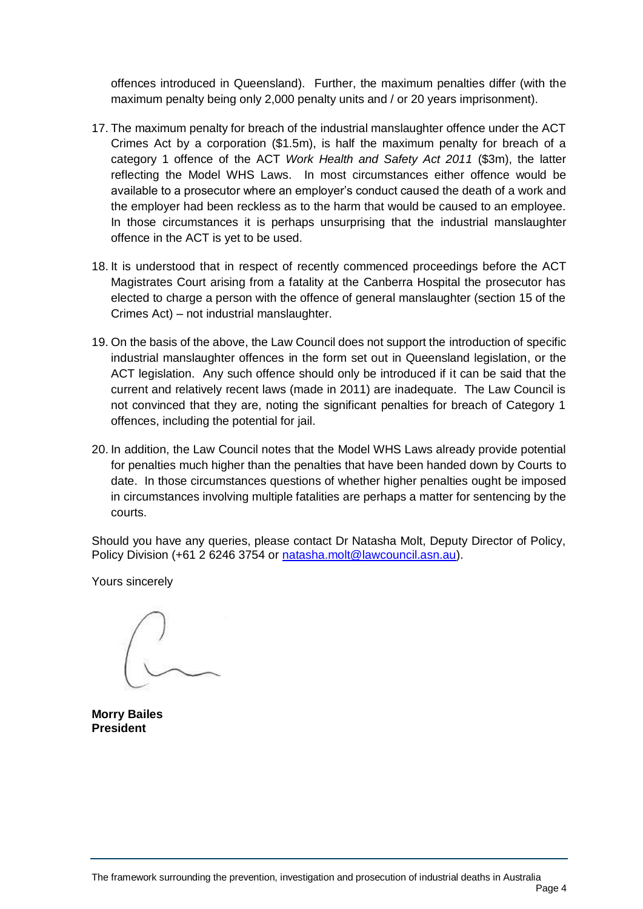offences introduced in Queensland). Further, the maximum penalties differ (with the maximum penalty being only 2,000 penalty units and / or 20 years imprisonment).

17. The maximum penalty for breach of the industrial manslaughter offence under the ACT Crimes Act by a corporation ($1.5m), is half the maximum penalty for breach of a category 1 offence of the ACT *Work Health and Safety Act 2011* ($3m), the latter reflecting the Model WHS Laws. In most circumstances either offence would be available to a prosecutor where an employer's conduct caused the death of a work and the employer had been reckless as to the harm that would be caused to an employee. In those circumstances it is perhaps unsurprising that the industrial manslaughter offence in the ACT is yet to be used.

18. It is understood that in respect of recently commenced proceedings before the ACT Magistrates Court arising from a fatality at the Canberra Hospital the prosecutor has elected to charge a person with the offence of general manslaughter (section 15 of the Crimes Act) – not industrial manslaughter.

19. On the basis of the above, the Law Council does not support the introduction of specific industrial manslaughter offences in the form set out in Queensland legislation, or the ACT legislation. Any such offence should only be introduced if it can be said that the current and relatively recent laws (made in 2011) are inadequate. The Law Council is not convinced that they are, noting the significant penalties for breach of Category 1 offences, including the potential for jail.

20. In addition, the Law Council notes that the Model WHS Laws already provide potential for penalties much higher than the penalties that have been handed down by Courts to date. In those circumstances questions of whether higher penalties ought be imposed in circumstances involving multiple fatalities are perhaps a matter for sentencing by the courts.

Should you have any queries, please contact Dr Natasha Molt, Deputy Director of Policy, Policy Division (+61 2 6246 3754 or [natasha.molt@lawcouncil.asn.au](mailto:natasha.molt@lawcouncil.asn.au)).

Yours sincerely

**Morry Bailes**
**President**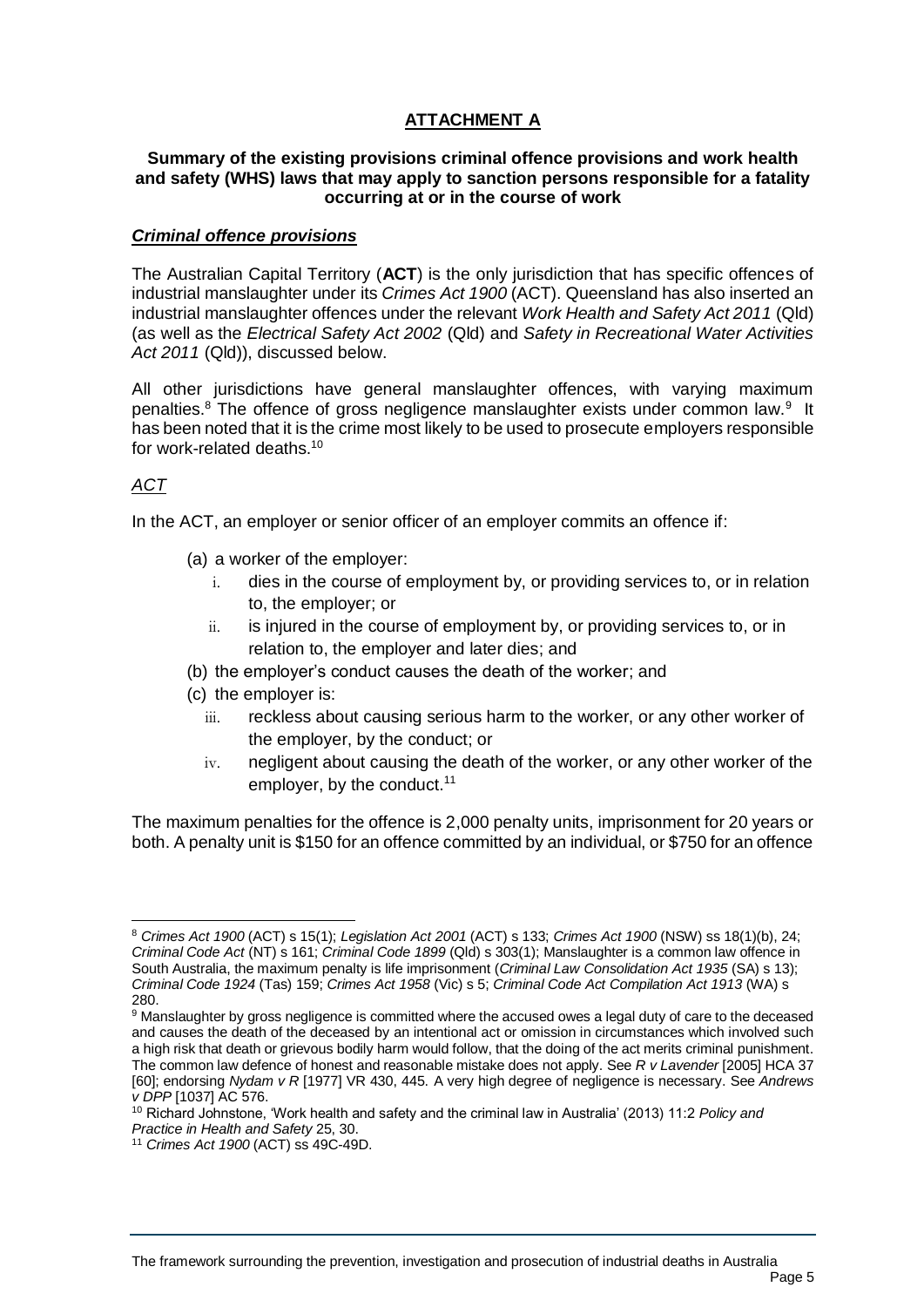## ATTACHMENT A

**Summary of the existing provisions criminal offence provisions and work health and safety (WHS) laws that may apply to sanction persons responsible for a fatality occurring at or in the course of work**

### *Criminal offence provisions*

The Australian Capital Territory (**ACT**) is the only jurisdiction that has specific offences of industrial manslaughter under its *Crimes Act 1900* (ACT). Queensland has also inserted an industrial manslaughter offences under the relevant *Work Health and Safety Act 2011* (Qld) (as well as the *Electrical Safety Act 2002* (Qld) and *Safety in Recreational Water Activities Act 2011* (Qld)), discussed below.

All other jurisdictions have general manslaughter offences, with varying maximum penalties.[8] The offence of gross negligence manslaughter exists under common law.[9] It has been noted that it is the crime most likely to be used to prosecute employers responsible for work-related deaths.[10]

#### *ACT*

In the ACT, an employer or senior officer of an employer commits an offence if:

(a) a worker of the employer:
   i. dies in the course of employment by, or providing services to, or in relation to, the employer; or
   ii. is injured in the course of employment by, or providing services to, or in relation to, the employer and later dies; and

(b) the employer's conduct causes the death of the worker; and

(c) the employer is:
   iii. reckless about causing serious harm to the worker, or any other worker of the employer, by the conduct; or
   iv. negligent about causing the death of the worker, or any other worker of the employer, by the conduct.[11]

The maximum penalties for the offence is 2,000 penalty units, imprisonment for 20 years or both. A penalty unit is $150 for an offence committed by an individual, or $750 for an offence

---

[8] *Crimes Act 1900* (ACT) s 15(1); *Legislation Act 2001* (ACT) s 133; *Crimes Act 1900* (NSW) ss 18(1)(b), 24; *Criminal Code Act* (NT) s 161; *Criminal Code 1899* (Qld) s 303(1); Manslaughter is a common law offence in South Australia, the maximum penalty is life imprisonment (*Criminal Law Consolidation Act 1935* (SA) s 13); *Criminal Code 1924* (Tas) 159; *Crimes Act 1958* (Vic) s 5; *Criminal Code Act Compilation Act 1913* (WA) s 280.

[9] Manslaughter by gross negligence is committed where the accused owes a legal duty of care to the deceased and causes the death of the deceased by an intentional act or omission in circumstances which involved such a high risk that death or grievous bodily harm would follow, that the doing of the act merits criminal punishment. The common law defence of honest and reasonable mistake does not apply. See *R v Lavender* [2005] HCA 37 [60]; endorsing *Nydam v R* [1977] VR 430, 445. A very high degree of negligence is necessary. See *Andrews v DPP* [1037] AC 576.

[10] Richard Johnstone, 'Work health and safety and the criminal law in Australia' (2013) 11:2 *Policy and Practice in Health and Safety* 25, 30.

[11] *Crimes Act 1900* (ACT) ss 49C-49D.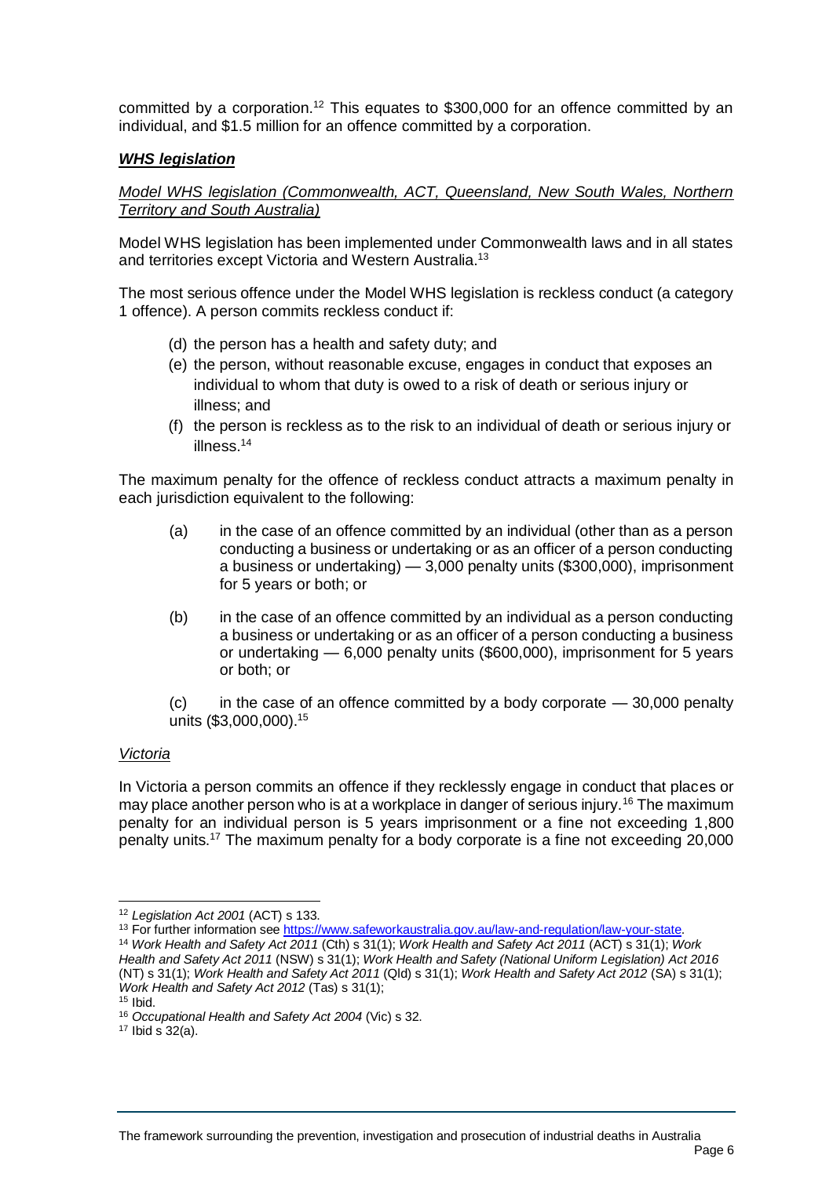committed by a corporation.[12] This equates to $300,000 for an offence committed by an individual, and $1.5 million for an offence committed by a corporation.

### ***WHS legislation***

*Model WHS legislation (Commonwealth, ACT, Queensland, New South Wales, Northern Territory and South Australia)*

Model WHS legislation has been implemented under Commonwealth laws and in all states and territories except Victoria and Western Australia.[13]

The most serious offence under the Model WHS legislation is reckless conduct (a category 1 offence). A person commits reckless conduct if:

(d) the person has a health and safety duty; and

(e) the person, without reasonable excuse, engages in conduct that exposes an individual to whom that duty is owed to a risk of death or serious injury or illness; and

(f) the person is reckless as to the risk to an individual of death or serious injury or illness.[14]

The maximum penalty for the offence of reckless conduct attracts a maximum penalty in each jurisdiction equivalent to the following:

(a) in the case of an offence committed by an individual (other than as a person conducting a business or undertaking or as an officer of a person conducting a business or undertaking) — 3,000 penalty units ($300,000), imprisonment for 5 years or both; or

(b) in the case of an offence committed by an individual as a person conducting a business or undertaking or as an officer of a person conducting a business or undertaking — 6,000 penalty units ($600,000), imprisonment for 5 years or both; or

(c) in the case of an offence committed by a body corporate — 30,000 penalty units ($3,000,000).[15]

*Victoria*

In Victoria a person commits an offence if they recklessly engage in conduct that places or may place another person who is at a workplace in danger of serious injury.[16] The maximum penalty for an individual person is 5 years imprisonment or a fine not exceeding 1,800 penalty units.[17] The maximum penalty for a body corporate is a fine not exceeding 20,000

---

[12] *Legislation Act 2001* (ACT) s 133.

[13] For further information see https://www.safeworkaustralia.gov.au/law-and-regulation/law-your-state.

[14] *Work Health and Safety Act 2011* (Cth) s 31(1); *Work Health and Safety Act 2011* (ACT) s 31(1); *Work Health and Safety Act 2011* (NSW) s 31(1); *Work Health and Safety (National Uniform Legislation) Act 2016* (NT) s 31(1); *Work Health and Safety Act 2011* (Qld) s 31(1); *Work Health and Safety Act 2012* (SA) s 31(1); *Work Health and Safety Act 2012* (Tas) s 31(1);

[15] Ibid.

[16] *Occupational Health and Safety Act 2004* (Vic) s 32.

[17] Ibid s 32(a).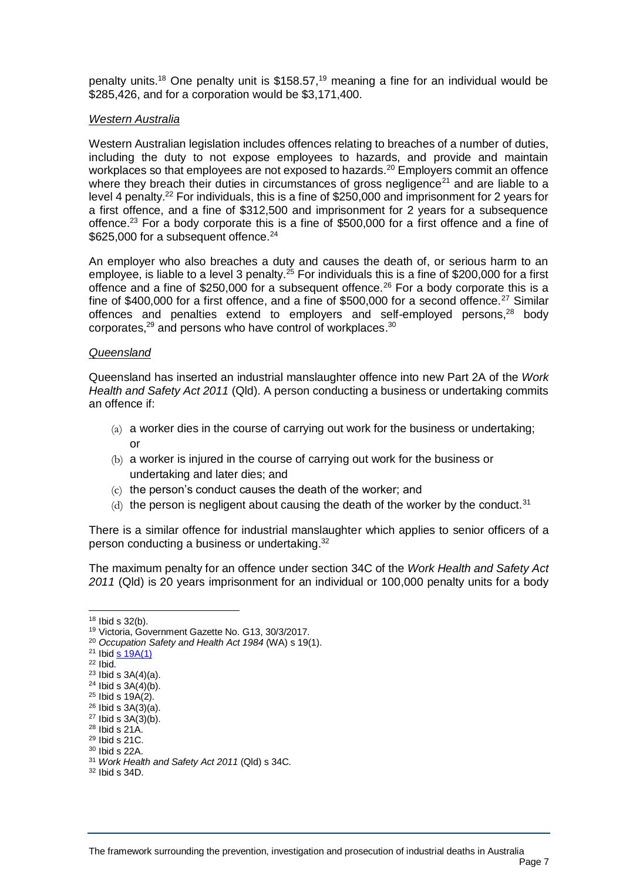penalty units.[18] One penalty unit is $158.57,[19] meaning a fine for an individual would be $285,426, and for a corporation would be $3,171,400.

### *Western Australia*

Western Australian legislation includes offences relating to breaches of a number of duties, including the duty to not expose employees to hazards, and provide and maintain workplaces so that employees are not exposed to hazards.[20] Employers commit an offence where they breach their duties in circumstances of gross negligence[21] and are liable to a level 4 penalty.[22] For individuals, this is a fine of $250,000 and imprisonment for 2 years for a first offence, and a fine of $312,500 and imprisonment for 2 years for a subsequence offence.[23] For a body corporate this is a fine of $500,000 for a first offence and a fine of $625,000 for a subsequent offence.[24]

An employer who also breaches a duty and causes the death of, or serious harm to an employee, is liable to a level 3 penalty.[25] For individuals this is a fine of $200,000 for a first offence and a fine of $250,000 for a subsequent offence.[26] For a body corporate this is a fine of $400,000 for a first offence, and a fine of $500,000 for a second offence.[27] Similar offences and penalties extend to employers and self-employed persons,[28] body corporates,[29] and persons who have control of workplaces.[30]

### *Queensland*

Queensland has inserted an industrial manslaughter offence into new Part 2A of the *Work Health and Safety Act 2011* (Qld). A person conducting a business or undertaking commits an offence if:

(a) a worker dies in the course of carrying out work for the business or undertaking; or

(b) a worker is injured in the course of carrying out work for the business or undertaking and later dies; and

(c) the person's conduct causes the death of the worker; and

(d) the person is negligent about causing the death of the worker by the conduct.[31]

There is a similar offence for industrial manslaughter which applies to senior officers of a person conducting a business or undertaking.[32]

The maximum penalty for an offence under section 34C of the *Work Health and Safety Act 2011* (Qld) is 20 years imprisonment for an individual or 100,000 penalty units for a body

---

[18] Ibid s 32(b).
[19] Victoria, Government Gazette No. G13, 30/3/2017.
[20] *Occupation Safety and Health Act 1984* (WA) s 19(1).
[21] Ibid s 19A(1)
[22] Ibid.
[23] Ibid s 3A(4)(a).
[24] Ibid s 3A(4)(b).
[25] Ibid s 19A(2).
[26] Ibid s 3A(3)(a).
[27] Ibid s 3A(3)(b).
[28] Ibid s 21A.
[29] Ibid s 21C.
[30] Ibid s 22A.
[31] *Work Health and Safety Act 2011* (Qld) s 34C.
[32] Ibid s 34D.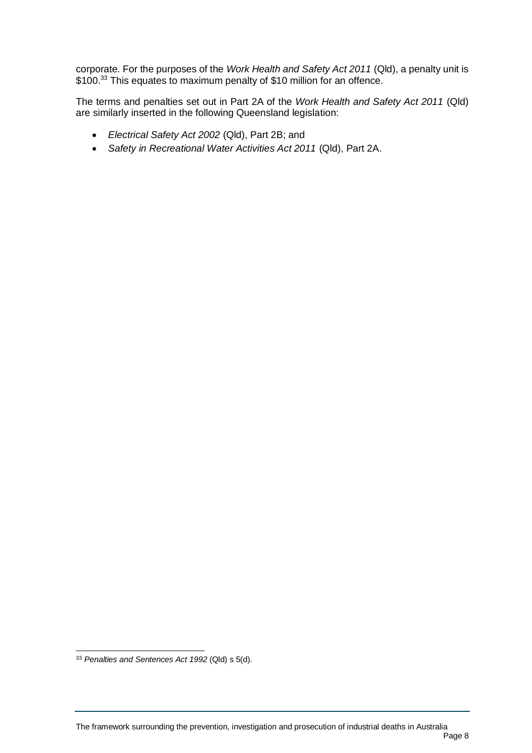corporate. For the purposes of the *Work Health and Safety Act 2011* (Qld), a penalty unit is $100.[33] This equates to maximum penalty of $10 million for an offence.

The terms and penalties set out in Part 2A of the *Work Health and Safety Act 2011* (Qld) are similarly inserted in the following Queensland legislation:

- *Electrical Safety Act 2002* (Qld), Part 2B; and
- *Safety in Recreational Water Activities Act 2011* (Qld), Part 2A.

[33] *Penalties and Sentences Act 1992* (Qld) s 5(d).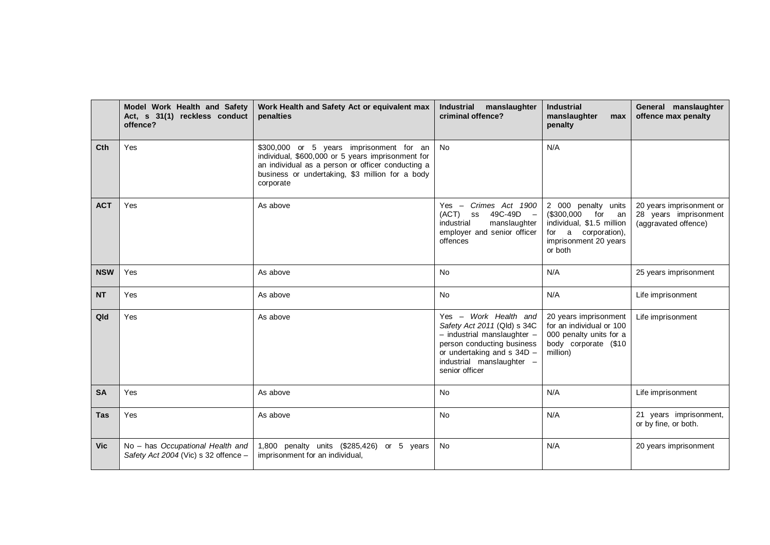| | Model Work Health and Safety Act, s 31(1) reckless conduct offence? | Work Health and Safety Act or equivalent max penalties | Industrial manslaughter criminal offence? | Industrial manslaughter max penalty | General manslaughter offence max penalty |
|---|---|---|---|---|---|
| **Cth** | Yes | $300,000 or 5 years imprisonment for an individual, $600,000 or 5 years imprisonment for an individual as a person or officer conducting a business or undertaking, $3 million for a body corporate | No | N/A | |
| **ACT** | Yes | As above | Yes – *Crimes Act 1900* (ACT) ss 49C-49D – industrial manslaughter employer and senior officer offences | 2 000 penalty units ($300,000 for an individual, $1.5 million for a corporation), imprisonment 20 years or both | 20 years imprisonment or 28 years imprisonment (aggravated offence) |
| **NSW** | Yes | As above | No | N/A | 25 years imprisonment |
| **NT** | Yes | As above | No | N/A | Life imprisonment |
| **Qld** | Yes | As above | Yes – *Work Health and Safety Act 2011* (Qld) s 34C – industrial manslaughter – person conducting business or undertaking and s 34D – industrial manslaughter – senior officer | 20 years imprisonment for an individual or 100 000 penalty units for a body corporate ($10 million) | Life imprisonment |
| **SA** | Yes | As above | No | N/A | Life imprisonment |
| **Tas** | Yes | As above | No | N/A | 21 years imprisonment, or by fine, or both. |
| **Vic** | No – has *Occupational Health and Safety Act 2004* (Vic) s 32 offence – | 1,800 penalty units ($285,426) or 5 years imprisonment for an individual, | No | N/A | 20 years imprisonment |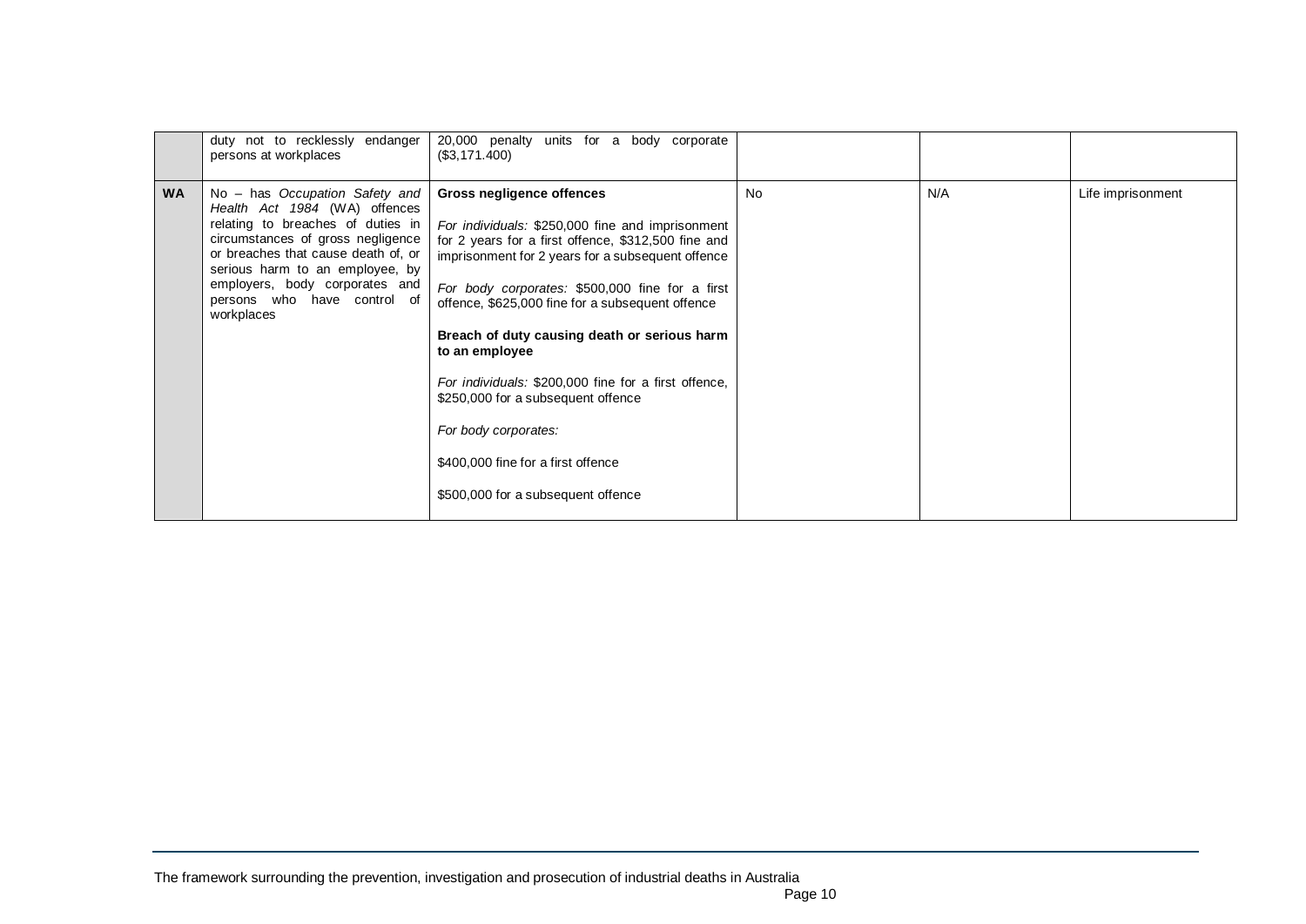| | | | | | |
|---|---|---|---|---|---|
| | duty not to recklessly endanger persons at workplaces | 20,000 penalty units for a body corporate ($3,171.400) | | | |
| **WA** | No – has *Occupation Safety and Health Act 1984* (WA) offences relating to breaches of duties in circumstances of gross negligence or breaches that cause death of, or serious harm to an employee, by employers, body corporates and persons who have control of workplaces | **Gross negligence offences**<br><br>*For individuals:* $250,000 fine and imprisonment for 2 years for a first offence, $312,500 fine and imprisonment for 2 years for a subsequent offence<br><br>*For body corporates:* $500,000 fine for a first offence, $625,000 fine for a subsequent offence<br><br>**Breach of duty causing death or serious harm to an employee**<br><br>*For individuals:* $200,000 fine for a first offence, $250,000 for a subsequent offence<br><br>*For body corporates:*<br><br>$400,000 fine for a first offence<br><br>$500,000 for a subsequent offence | No | N/A | Life imprisonment |